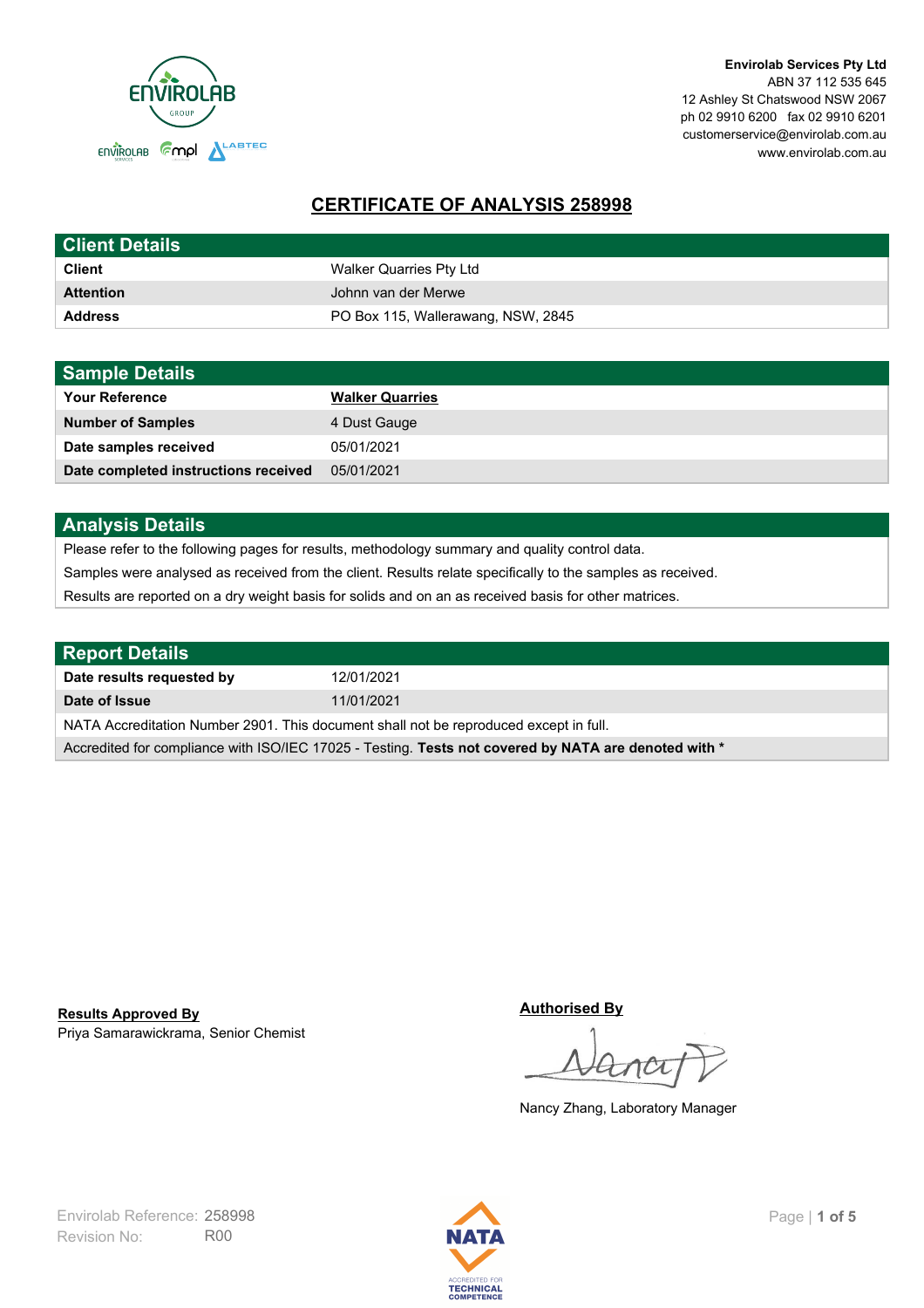**Envirolab Services Pty Ltd**
ABN 37 112 535 645
12 Ashley St Chatswood NSW 2067
ph 02 9910 6200 fax 02 9910 6201
customerservice@envirolab.com.au
www.envirolab.com.au

# CERTIFICATE OF ANALYSIS 258998

| Client Details | |
|---|---|
| **Client** | Walker Quarries Pty Ltd |
| **Attention** | Johnn van der Merwe |
| **Address** | PO Box 115, Wallerawang, NSW, 2845 |

| Sample Details | |
|---|---|
| **Your Reference** | **Walker Quarries** |
| **Number of Samples** | 4 Dust Gauge |
| **Date samples received** | 05/01/2021 |
| **Date completed instructions received** | 05/01/2021 |

## Analysis Details

Please refer to the following pages for results, methodology summary and quality control data.

Samples were analysed as received from the client. Results relate specifically to the samples as received.

Results are reported on a dry weight basis for solids and on an as received basis for other matrices.

| Report Details | |
|---|---|
| **Date results requested by** | 12/01/2021 |
| **Date of Issue** | 11/01/2021 |

NATA Accreditation Number 2901. This document shall not be reproduced except in full.

Accredited for compliance with ISO/IEC 17025 - Testing. **Tests not covered by NATA are denoted with ***

**Results Approved By**
Priya Samarawickrama, Senior Chemist

**Authorised By**
Nancy Zhang, Laboratory Manager

Envirolab Reference: 258998
Revision No: R00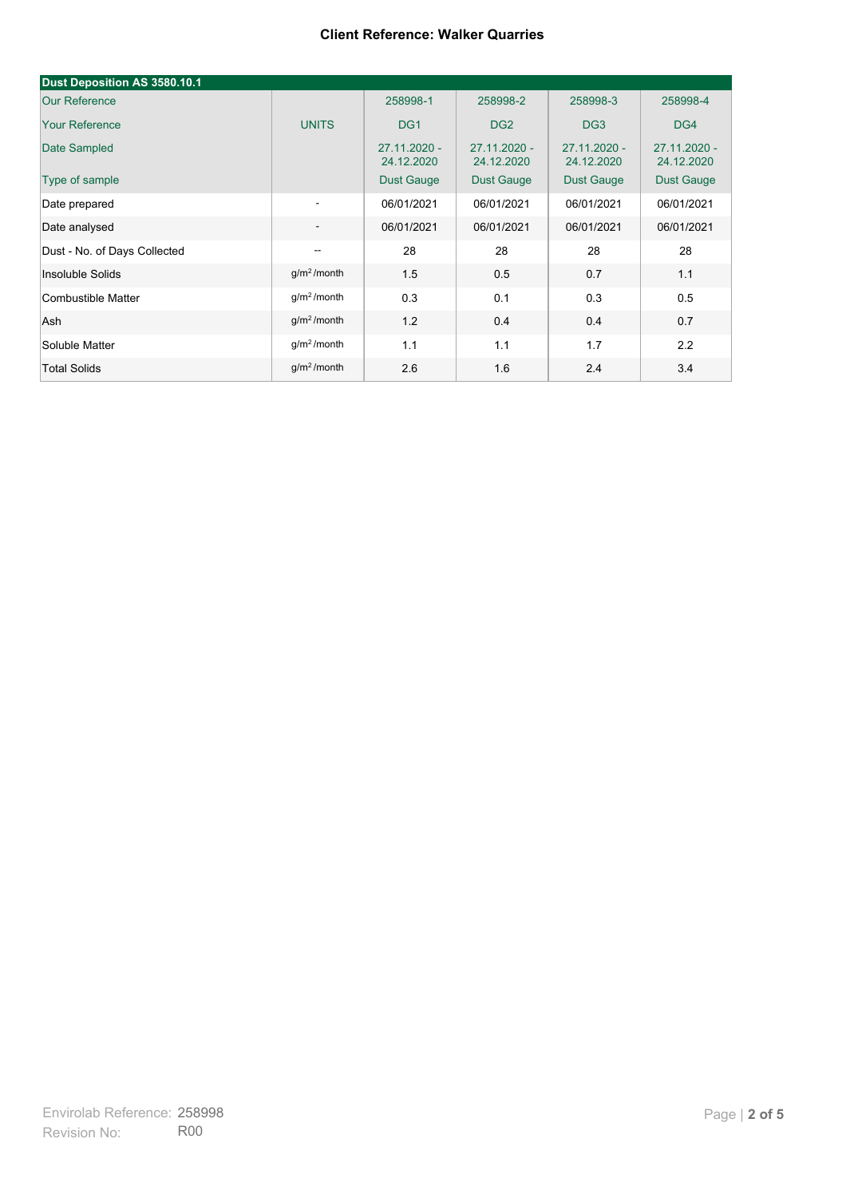**Client Reference: Walker Quarries**

| Dust Deposition AS 3580.10.1 | | | | | |
|---|---|---|---|---|---|
| Our Reference | | 258998-1 | 258998-2 | 258998-3 | 258998-4 |
| Your Reference | UNITS | DG1 | DG2 | DG3 | DG4 |
| Date Sampled | | 27.11.2020 - 24.12.2020 | 27.11.2020 - 24.12.2020 | 27.11.2020 - 24.12.2020 | 27.11.2020 - 24.12.2020 |
| Type of sample | | Dust Gauge | Dust Gauge | Dust Gauge | Dust Gauge |
| Date prepared | - | 06/01/2021 | 06/01/2021 | 06/01/2021 | 06/01/2021 |
| Date analysed | - | 06/01/2021 | 06/01/2021 | 06/01/2021 | 06/01/2021 |
| Dust - No. of Days Collected | -- | 28 | 28 | 28 | 28 |
| Insoluble Solids | $g/m^2$ /month | 1.5 | 0.5 | 0.7 | 1.1 |
| Combustible Matter | $g/m^2$ /month | 0.3 | 0.1 | 0.3 | 0.5 |
| Ash | $g/m^2$ /month | 1.2 | 0.4 | 0.4 | 0.7 |
| Soluble Matter | $g/m^2$ /month | 1.1 | 1.1 | 1.7 | 2.2 |
| Total Solids | $g/m^2$ /month | 2.6 | 1.6 | 2.4 | 3.4 |

Envirolab Reference: 258998
Revision No: R00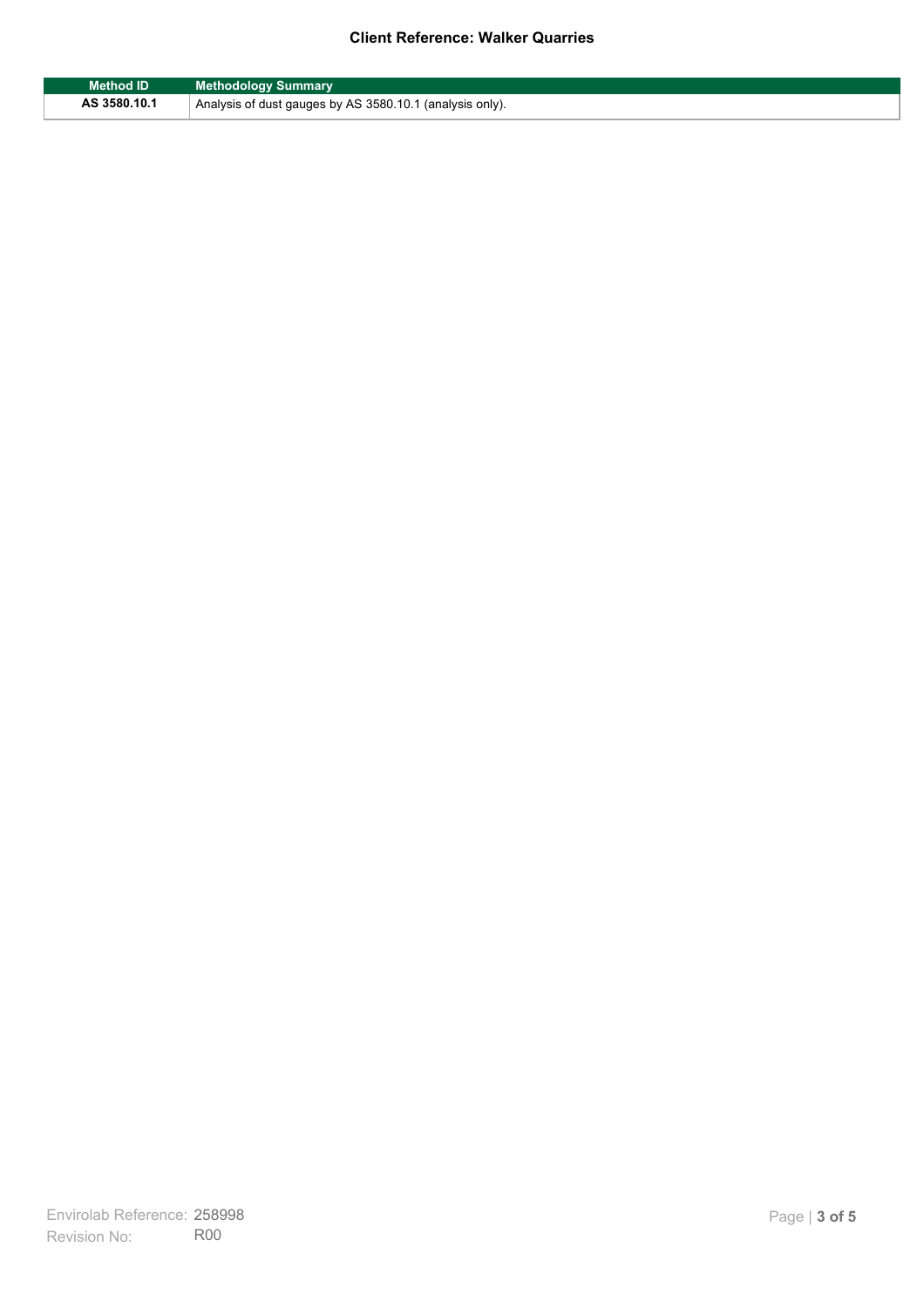| Method ID | Methodology Summary |
|---|---|
| **AS 3580.10.1** | Analysis of dust gauges by AS 3580.10.1 (analysis only). |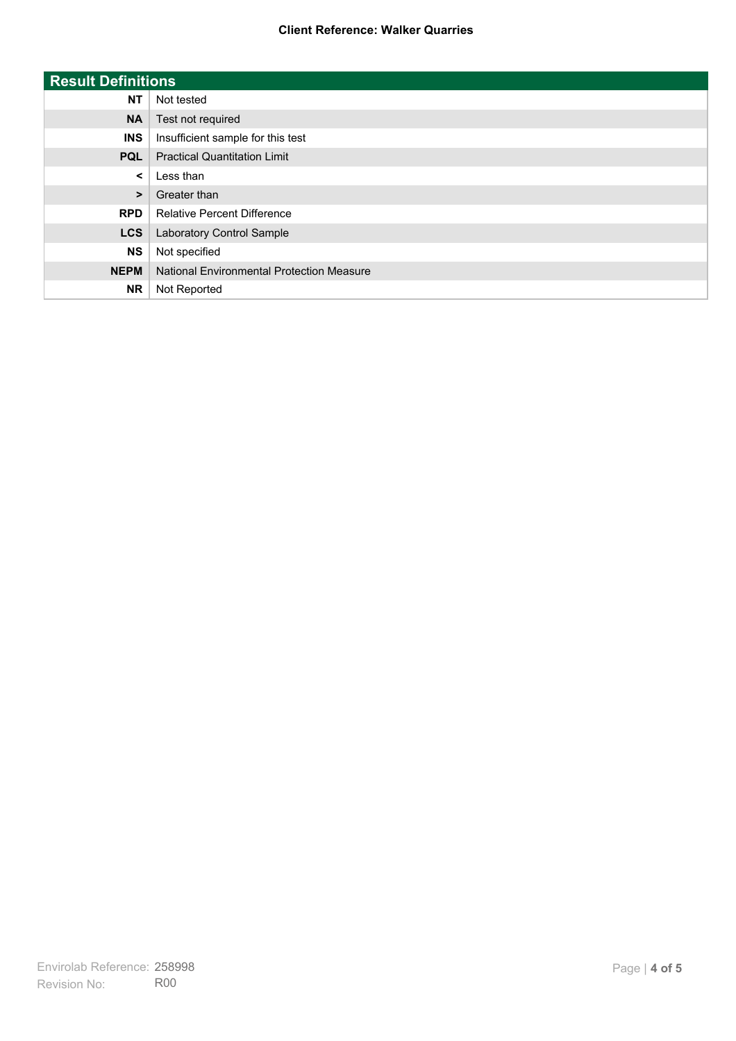**Client Reference: Walker Quarries**

| Result Definitions | |
|---|---|
| **NT** | Not tested |
| **NA** | Test not required |
| **INS** | Insufficient sample for this test |
| **PQL** | Practical Quantitation Limit |
| **<** | Less than |
| **>** | Greater than |
| **RPD** | Relative Percent Difference |
| **LCS** | Laboratory Control Sample |
| **NS** | Not specified |
| **NEPM** | National Environmental Protection Measure |
| **NR** | Not Reported |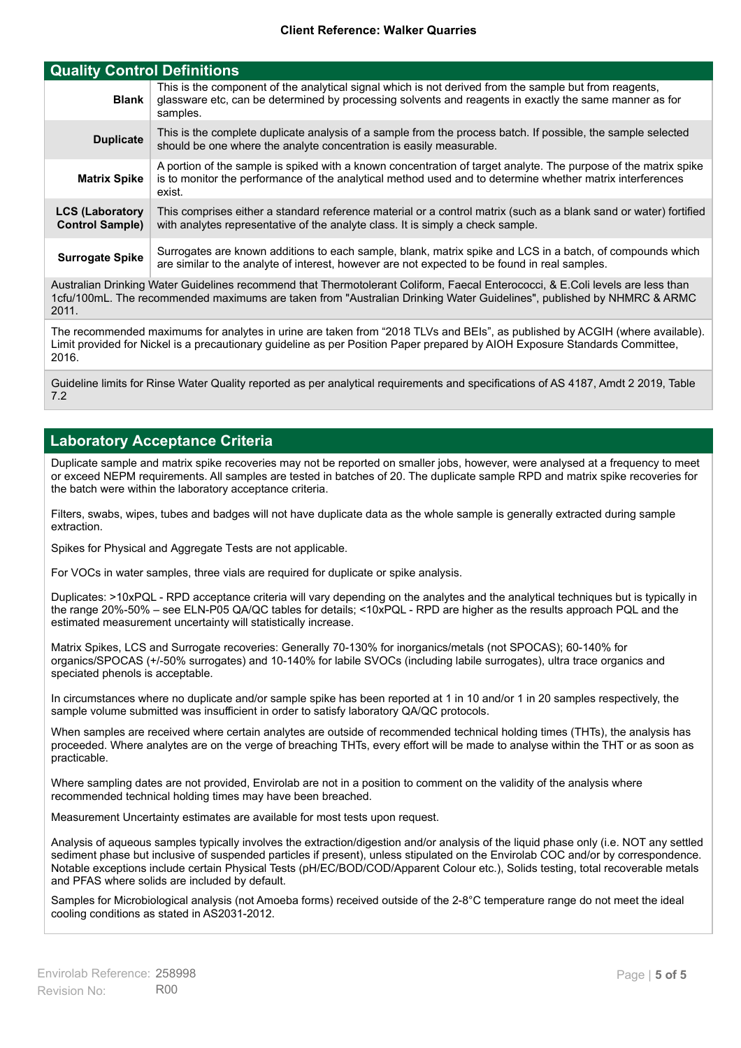## Quality Control Definitions

| | |
|---|---|
| **Blank** | This is the component of the analytical signal which is not derived from the sample but from reagents, glassware etc, can be determined by processing solvents and reagents in exactly the same manner as for samples. |
| **Duplicate** | This is the complete duplicate analysis of a sample from the process batch. If possible, the sample selected should be one where the analyte concentration is easily measurable. |
| **Matrix Spike** | A portion of the sample is spiked with a known concentration of target analyte. The purpose of the matrix spike is to monitor the performance of the analytical method used and to determine whether matrix interferences exist. |
| **LCS (Laboratory Control Sample)** | This comprises either a standard reference material or a control matrix (such as a blank sand or water) fortified with analytes representative of the analyte class. It is simply a check sample. |
| **Surrogate Spike** | Surrogates are known additions to each sample, blank, matrix spike and LCS in a batch, of compounds which are similar to the analyte of interest, however are not expected to be found in real samples. |

Australian Drinking Water Guidelines recommend that Thermotolerant Coliform, Faecal Enterococci, & E.Coli levels are less than 1cfu/100mL. The recommended maximums are taken from "Australian Drinking Water Guidelines", published by NHMRC & ARMC 2011.

The recommended maximums for analytes in urine are taken from “2018 TLVs and BEIs”, as published by ACGIH (where available). Limit provided for Nickel is a precautionary guideline as per Position Paper prepared by AIOH Exposure Standards Committee, 2016.

Guideline limits for Rinse Water Quality reported as per analytical requirements and specifications of AS 4187, Amdt 2 2019, Table 7.2

## Laboratory Acceptance Criteria

Duplicate sample and matrix spike recoveries may not be reported on smaller jobs, however, were analysed at a frequency to meet or exceed NEPM requirements. All samples are tested in batches of 20. The duplicate sample RPD and matrix spike recoveries for the batch were within the laboratory acceptance criteria.

Filters, swabs, wipes, tubes and badges will not have duplicate data as the whole sample is generally extracted during sample extraction.

Spikes for Physical and Aggregate Tests are not applicable.

For VOCs in water samples, three vials are required for duplicate or spike analysis.

Duplicates: >10xPQL - RPD acceptance criteria will vary depending on the analytes and the analytical techniques but is typically in the range 20%-50% – see ELN-P05 QA/QC tables for details; <10xPQL - RPD are higher as the results approach PQL and the estimated measurement uncertainty will statistically increase.

Matrix Spikes, LCS and Surrogate recoveries: Generally 70-130% for inorganics/metals (not SPOCAS); 60-140% for organics/SPOCAS (+/-50% surrogates) and 10-140% for labile SVOCs (including labile surrogates), ultra trace organics and speciated phenols is acceptable.

In circumstances where no duplicate and/or sample spike has been reported at 1 in 10 and/or 1 in 20 samples respectively, the sample volume submitted was insufficient in order to satisfy laboratory QA/QC protocols.

When samples are received where certain analytes are outside of recommended technical holding times (THTs), the analysis has proceeded. Where analytes are on the verge of breaching THTs, every effort will be made to analyse within the THT or as soon as practicable.

Where sampling dates are not provided, Envirolab are not in a position to comment on the validity of the analysis where recommended technical holding times may have been breached.

Measurement Uncertainty estimates are available for most tests upon request.

Analysis of aqueous samples typically involves the extraction/digestion and/or analysis of the liquid phase only (i.e. NOT any settled sediment phase but inclusive of suspended particles if present), unless stipulated on the Envirolab COC and/or by correspondence. Notable exceptions include certain Physical Tests (pH/EC/BOD/COD/Apparent Colour etc.), Solids testing, total recoverable metals and PFAS where solids are included by default.

Samples for Microbiological analysis (not Amoeba forms) received outside of the 2-8°C temperature range do not meet the ideal cooling conditions as stated in AS2031-2012.